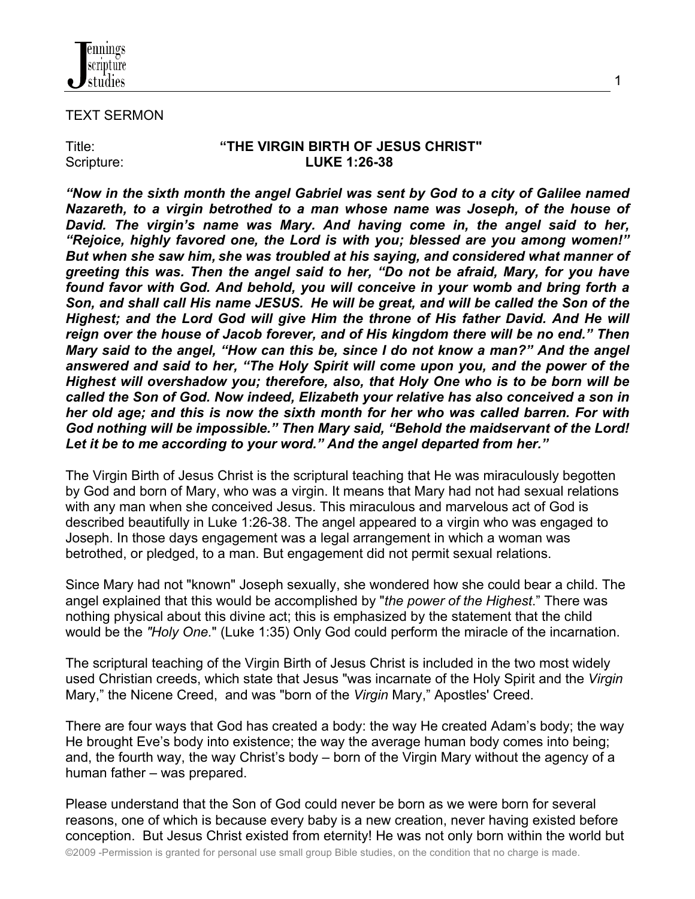TEXT SERMON

Title: **"THE VIRGIN BIRTH OF JESUS CHRIST"**
Scripture: **LUKE 1:26-38**

***"Now in the sixth month the angel Gabriel was sent by God to a city of Galilee named Nazareth, to a virgin betrothed to a man whose name was Joseph, of the house of David. The virgin's name was Mary. And having come in, the angel said to her, "Rejoice, highly favored one, the Lord is with you; blessed are you among women!" But when she saw him, she was troubled at his saying, and considered what manner of greeting this was. Then the angel said to her, "Do not be afraid, Mary, for you have found favor with God. And behold, you will conceive in your womb and bring forth a Son, and shall call His name JESUS. He will be great, and will be called the Son of the Highest; and the Lord God will give Him the throne of His father David. And He will reign over the house of Jacob forever, and of His kingdom there will be no end." Then Mary said to the angel, "How can this be, since I do not know a man?" And the angel answered and said to her, "The Holy Spirit will come upon you, and the power of the Highest will overshadow you; therefore, also, that Holy One who is to be born will be called the Son of God. Now indeed, Elizabeth your relative has also conceived a son in her old age; and this is now the sixth month for her who was called barren. For with God nothing will be impossible." Then Mary said, "Behold the maidservant of the Lord! Let it be to me according to your word." And the angel departed from her."***

The Virgin Birth of Jesus Christ is the scriptural teaching that He was miraculously begotten by God and born of Mary, who was a virgin. It means that Mary had not had sexual relations with any man when she conceived Jesus. This miraculous and marvelous act of God is described beautifully in Luke 1:26-38. The angel appeared to a virgin who was engaged to Joseph. In those days engagement was a legal arrangement in which a woman was betrothed, or pledged, to a man. But engagement did not permit sexual relations.

Since Mary had not "known" Joseph sexually, she wondered how she could bear a child. The angel explained that this would be accomplished by "*the power of the Highest*." There was nothing physical about this divine act; this is emphasized by the statement that the child would be the *"Holy One.*" (Luke 1:35) Only God could perform the miracle of the incarnation.

The scriptural teaching of the Virgin Birth of Jesus Christ is included in the two most widely used Christian creeds, which state that Jesus "was incarnate of the Holy Spirit and the *Virgin* Mary," the Nicene Creed, and was "born of the *Virgin* Mary," Apostles' Creed.

There are four ways that God has created a body: the way He created Adam's body; the way He brought Eve's body into existence; the way the average human body comes into being; and, the fourth way, the way Christ's body – born of the Virgin Mary without the agency of a human father – was prepared.

Please understand that the Son of God could never be born as we were born for several reasons, one of which is because every baby is a new creation, never having existed before conception. But Jesus Christ existed from eternity! He was not only born within the world but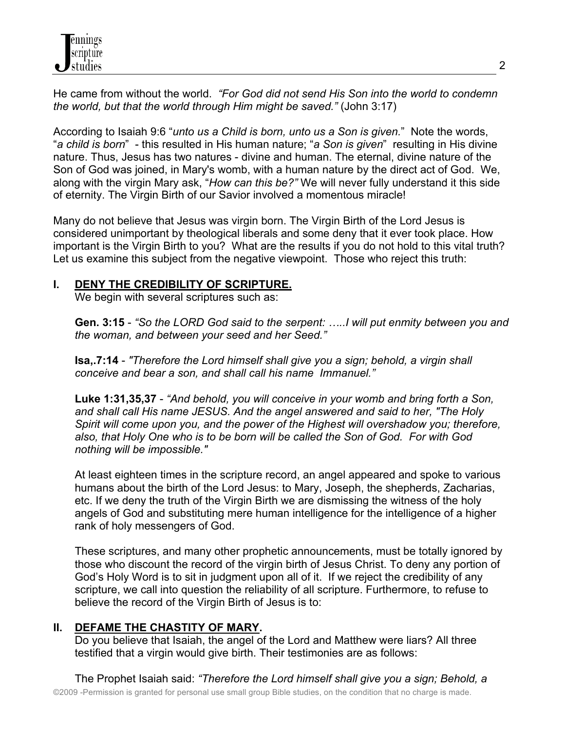He came from without the world. *"For God did not send His Son into the world to condemn the world, but that the world through Him might be saved."* (John 3:17)

According to Isaiah 9:6 "*unto us a Child is born, unto us a Son is given.*" Note the words, "*a child is born*" - this resulted in His human nature; "*a Son is given*" resulting in His divine nature. Thus, Jesus has two natures - divine and human. The eternal, divine nature of the Son of God was joined, in Mary's womb, with a human nature by the direct act of God. We, along with the virgin Mary ask, "*How can this be?"* We will never fully understand it this side of eternity. The Virgin Birth of our Savior involved a momentous miracle!

Many do not believe that Jesus was virgin born. The Virgin Birth of the Lord Jesus is considered unimportant by theological liberals and some deny that it ever took place. How important is the Virgin Birth to you? What are the results if you do not hold to this vital truth? Let us examine this subject from the negative viewpoint. Those who reject this truth:

## I. DENY THE CREDIBILITY OF SCRIPTURE.

We begin with several scriptures such as:

**Gen. 3:15** - *"So the LORD God said to the serpent: …..I will put enmity between you and the woman, and between your seed and her Seed."*

**Isa,.7:14** - *"Therefore the Lord himself shall give you a sign; behold, a virgin shall conceive and bear a son, and shall call his name Immanuel."*

**Luke 1:31,35,37** - *"And behold, you will conceive in your womb and bring forth a Son, and shall call His name JESUS. And the angel answered and said to her, "The Holy Spirit will come upon you, and the power of the Highest will overshadow you; therefore, also, that Holy One who is to be born will be called the Son of God. For with God nothing will be impossible."*

At least eighteen times in the scripture record, an angel appeared and spoke to various humans about the birth of the Lord Jesus: to Mary, Joseph, the shepherds, Zacharias, etc. If we deny the truth of the Virgin Birth we are dismissing the witness of the holy angels of God and substituting mere human intelligence for the intelligence of a higher rank of holy messengers of God.

These scriptures, and many other prophetic announcements, must be totally ignored by those who discount the record of the virgin birth of Jesus Christ. To deny any portion of God's Holy Word is to sit in judgment upon all of it. If we reject the credibility of any scripture, we call into question the reliability of all scripture. Furthermore, to refuse to believe the record of the Virgin Birth of Jesus is to:

## II. DEFAME THE CHASTITY OF MARY.

Do you believe that Isaiah, the angel of the Lord and Matthew were liars? All three testified that a virgin would give birth. Their testimonies are as follows:

The Prophet Isaiah said: *"Therefore the Lord himself shall give you a sign; Behold, a*

©2009 -Permission is granted for personal use small group Bible studies, on the condition that no charge is made.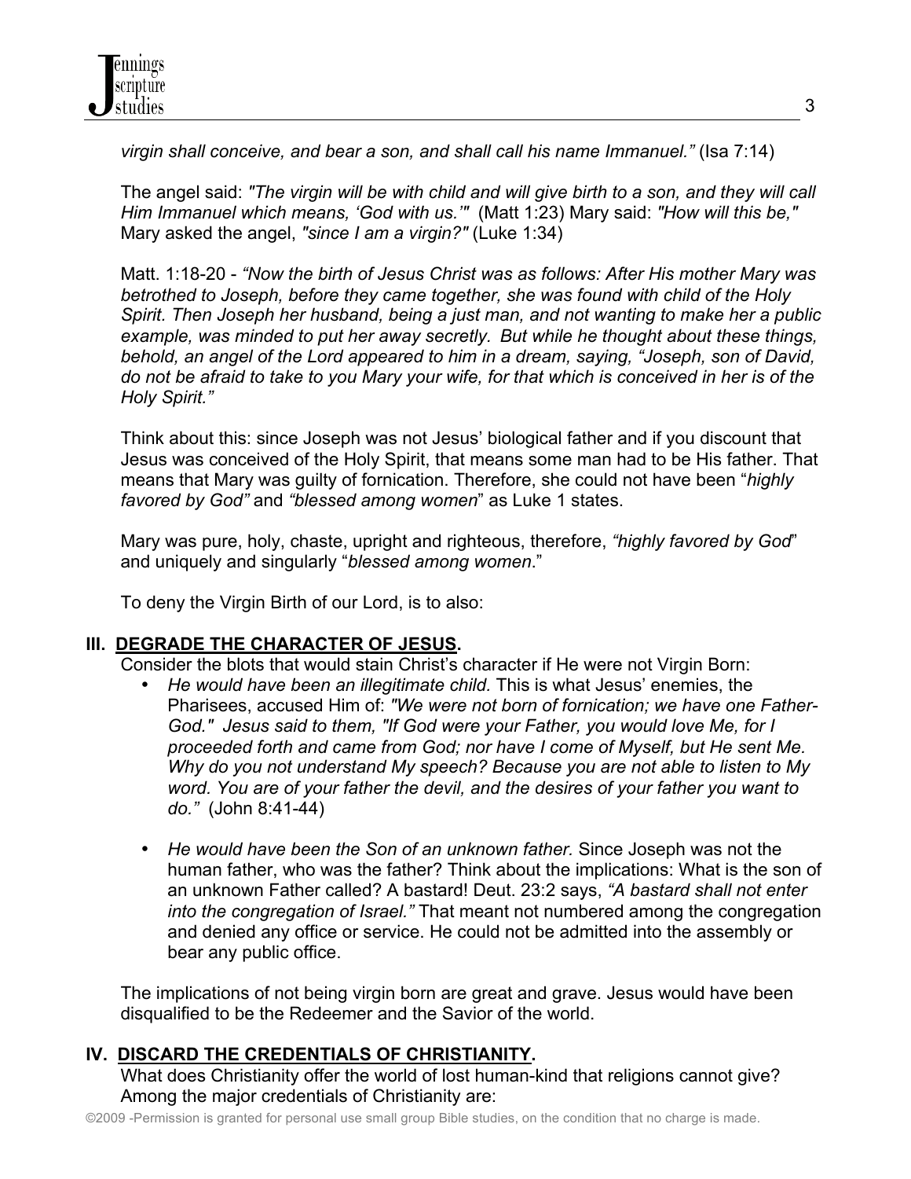*virgin shall conceive, and bear a son, and shall call his name Immanuel."* (Isa 7:14)

The angel said: *"The virgin will be with child and will give birth to a son, and they will call Him Immanuel which means, 'God with us.'"* (Matt 1:23) Mary said: *"How will this be,"* Mary asked the angel, *"since I am a virgin?"* (Luke 1:34)

Matt. 1:18-20 - *"Now the birth of Jesus Christ was as follows: After His mother Mary was betrothed to Joseph, before they came together, she was found with child of the Holy Spirit. Then Joseph her husband, being a just man, and not wanting to make her a public example, was minded to put her away secretly. But while he thought about these things, behold, an angel of the Lord appeared to him in a dream, saying, "Joseph, son of David, do not be afraid to take to you Mary your wife, for that which is conceived in her is of the Holy Spirit."*

Think about this: since Joseph was not Jesus' biological father and if you discount that Jesus was conceived of the Holy Spirit, that means some man had to be His father. That means that Mary was guilty of fornication. Therefore, she could not have been "*highly favored by God"* and *"blessed among women*" as Luke 1 states.

Mary was pure, holy, chaste, upright and righteous, therefore, *"highly favored by God*" and uniquely and singularly "*blessed among women*."

To deny the Virgin Birth of our Lord, is to also:

## III. <u>DEGRADE THE CHARACTER OF JESUS</u>.

Consider the blots that would stain Christ's character if He were not Virgin Born:

- *He would have been an illegitimate child.* This is what Jesus' enemies, the Pharisees, accused Him of: *"We were not born of fornication; we have one Father-God." Jesus said to them, "If God were your Father, you would love Me, for I proceeded forth and came from God; nor have I come of Myself, but He sent Me. Why do you not understand My speech? Because you are not able to listen to My word. You are of your father the devil, and the desires of your father you want to do."* (John 8:41-44)

- *He would have been the Son of an unknown father.* Since Joseph was not the human father, who was the father? Think about the implications: What is the son of an unknown Father called? A bastard! Deut. 23:2 says, *"A bastard shall not enter into the congregation of Israel."* That meant not numbered among the congregation and denied any office or service. He could not be admitted into the assembly or bear any public office.

The implications of not being virgin born are great and grave. Jesus would have been disqualified to be the Redeemer and the Savior of the world.

## IV. <u>DISCARD THE CREDENTIALS OF CHRISTIANITY</u>.

What does Christianity offer the world of lost human-kind that religions cannot give? Among the major credentials of Christianity are:

©2009 -Permission is granted for personal use small group Bible studies, on the condition that no charge is made.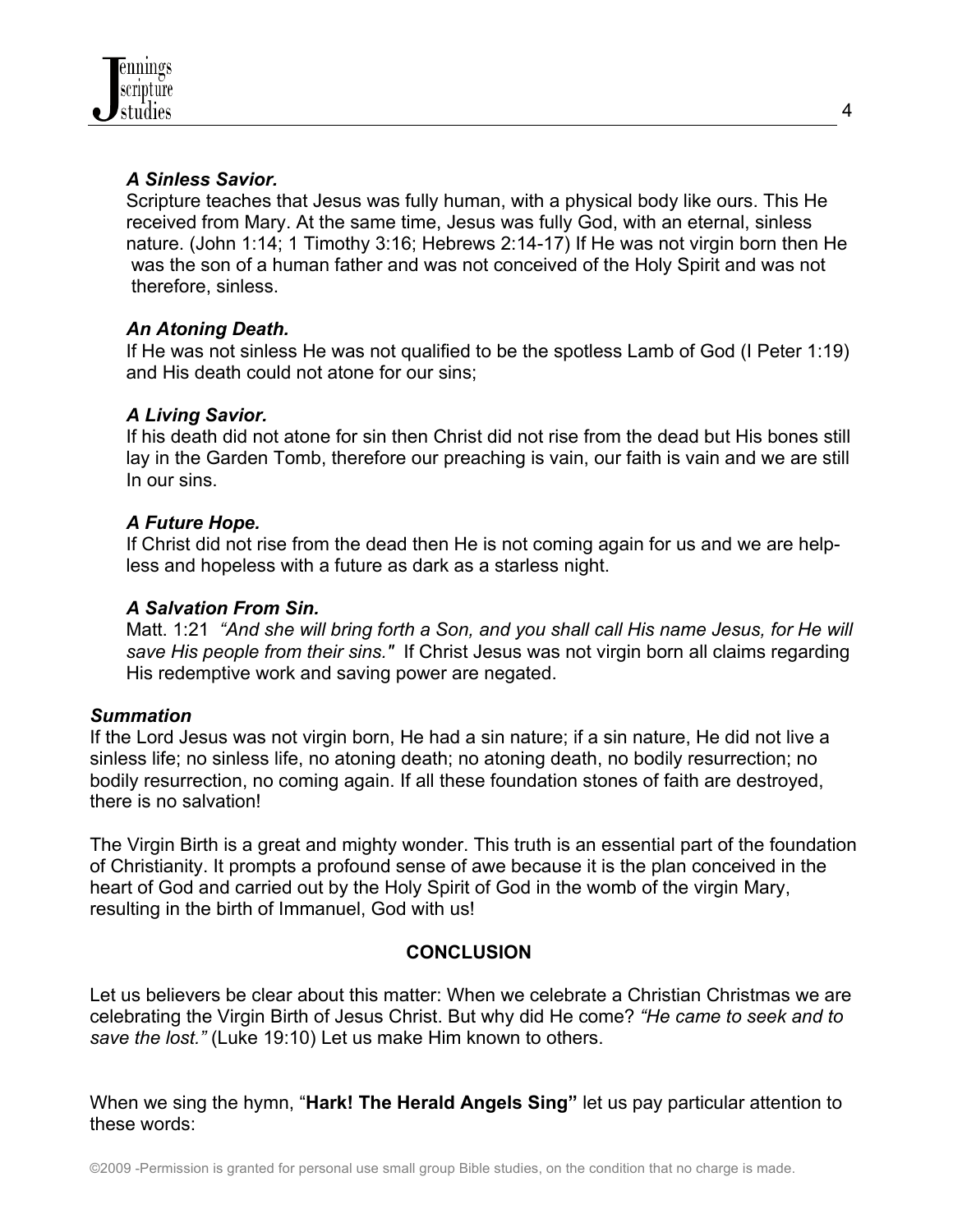***A Sinless Savior.***

Scripture teaches that Jesus was fully human, with a physical body like ours. This He received from Mary. At the same time, Jesus was fully God, with an eternal, sinless nature. (John 1:14; 1 Timothy 3:16; Hebrews 2:14-17) If He was not virgin born then He was the son of a human father and was not conceived of the Holy Spirit and was not therefore, sinless.

***An Atoning Death.***

If He was not sinless He was not qualified to be the spotless Lamb of God (I Peter 1:19) and His death could not atone for our sins;

***A Living Savior.***

If his death did not atone for sin then Christ did not rise from the dead but His bones still lay in the Garden Tomb, therefore our preaching is vain, our faith is vain and we are still In our sins.

***A Future Hope.***

If Christ did not rise from the dead then He is not coming again for us and we are help-less and hopeless with a future as dark as a starless night.

***A Salvation From Sin.***

Matt. 1:21 *"And she will bring forth a Son, and you shall call His name Jesus, for He will save His people from their sins."* If Christ Jesus was not virgin born all claims regarding His redemptive work and saving power are negated.

***Summation***

If the Lord Jesus was not virgin born, He had a sin nature; if a sin nature, He did not live a sinless life; no sinless life, no atoning death; no atoning death, no bodily resurrection; no bodily resurrection, no coming again. If all these foundation stones of faith are destroyed, there is no salvation!

The Virgin Birth is a great and mighty wonder. This truth is an essential part of the foundation of Christianity. It prompts a profound sense of awe because it is the plan conceived in the heart of God and carried out by the Holy Spirit of God in the womb of the virgin Mary, resulting in the birth of Immanuel, God with us!

**CONCLUSION**

Let us believers be clear about this matter: When we celebrate a Christian Christmas we are celebrating the Virgin Birth of Jesus Christ. But why did He come? *"He came to seek and to save the lost."* (Luke 19:10) Let us make Him known to others.

When we sing the hymn, "**Hark! The Herald Angels Sing"** let us pay particular attention to these words:

©2009 -Permission is granted for personal use small group Bible studies, on the condition that no charge is made.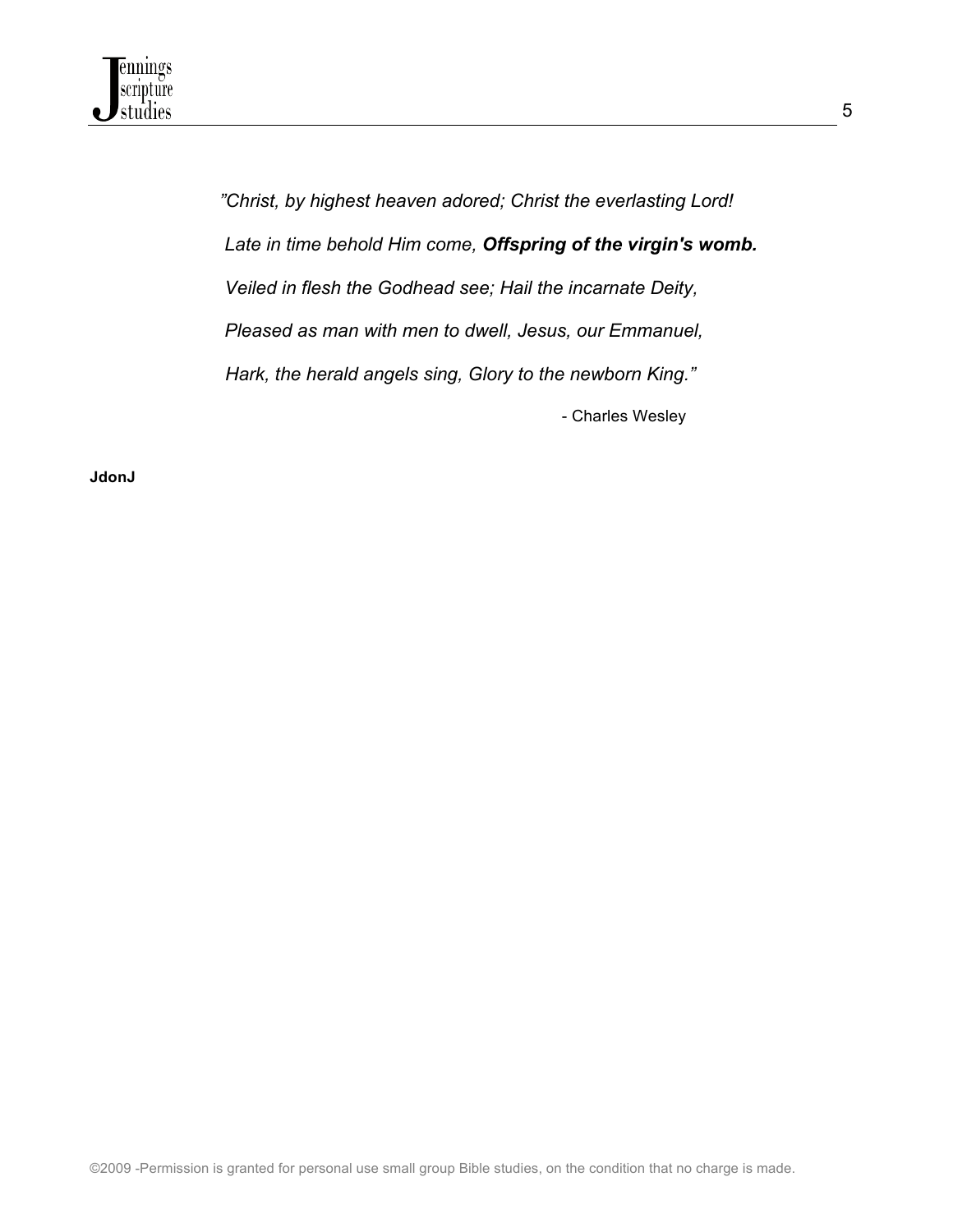*"Christ, by highest heaven adored; Christ the everlasting Lord!*

*Late in time behold Him come,* ***Offspring of the virgin's womb.***

*Veiled in flesh the Godhead see; Hail the incarnate Deity,*

*Pleased as man with men to dwell, Jesus, our Emmanuel,*

*Hark, the herald angels sing, Glory to the newborn King."*

- Charles Wesley

**JdonJ**

©2009 -Permission is granted for personal use small group Bible studies, on the condition that no charge is made.